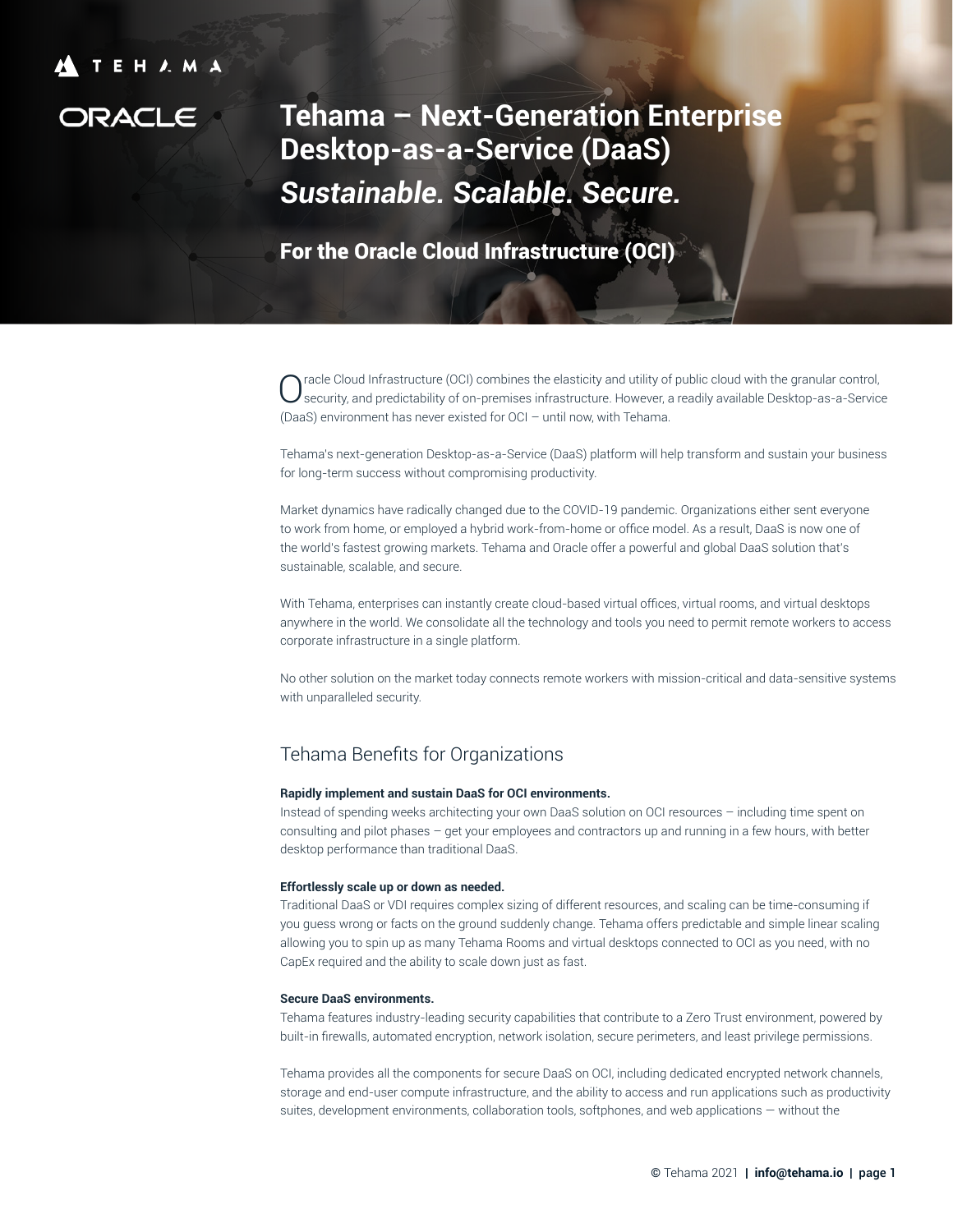TEHAMA

ORACLE

# Tehama – Next-Generation Enterprise Desktop-as-a-Service (DaaS)

## *Sustainable. Scalable. Secure.*

### For the Oracle Cloud Infrastructure (OCI)

Oracle Cloud Infrastructure (OCI) combines the elasticity and utility of public cloud with the granular control, security, and predictability of on-premises infrastructure. However, a readily available Desktop-as-a-Service (DaaS) environment has never existed for OCI – until now, with Tehama.

Tehama's next-generation Desktop-as-a-Service (DaaS) platform will help transform and sustain your business for long-term success without compromising productivity.

Market dynamics have radically changed due to the COVID-19 pandemic. Organizations either sent everyone to work from home, or employed a hybrid work-from-home or office model. As a result, DaaS is now one of the world's fastest growing markets. Tehama and Oracle offer a powerful and global DaaS solution that's sustainable, scalable, and secure.

With Tehama, enterprises can instantly create cloud-based virtual offices, virtual rooms, and virtual desktops anywhere in the world. We consolidate all the technology and tools you need to permit remote workers to access corporate infrastructure in a single platform.

No other solution on the market today connects remote workers with mission-critical and data-sensitive systems with unparalleled security.

## Tehama Benefits for Organizations

**Rapidly implement and sustain DaaS for OCI environments.**
Instead of spending weeks architecting your own DaaS solution on OCI resources – including time spent on consulting and pilot phases – get your employees and contractors up and running in a few hours, with better desktop performance than traditional DaaS.

**Effortlessly scale up or down as needed.**
Traditional DaaS or VDI requires complex sizing of different resources, and scaling can be time-consuming if you guess wrong or facts on the ground suddenly change. Tehama offers predictable and simple linear scaling allowing you to spin up as many Tehama Rooms and virtual desktops connected to OCI as you need, with no CapEx required and the ability to scale down just as fast.

**Secure DaaS environments.**
Tehama features industry-leading security capabilities that contribute to a Zero Trust environment, powered by built-in firewalls, automated encryption, network isolation, secure perimeters, and least privilege permissions.

Tehama provides all the components for secure DaaS on OCI, including dedicated encrypted network channels, storage and end-user compute infrastructure, and the ability to access and run applications such as productivity suites, development environments, collaboration tools, softphones, and web applications — without the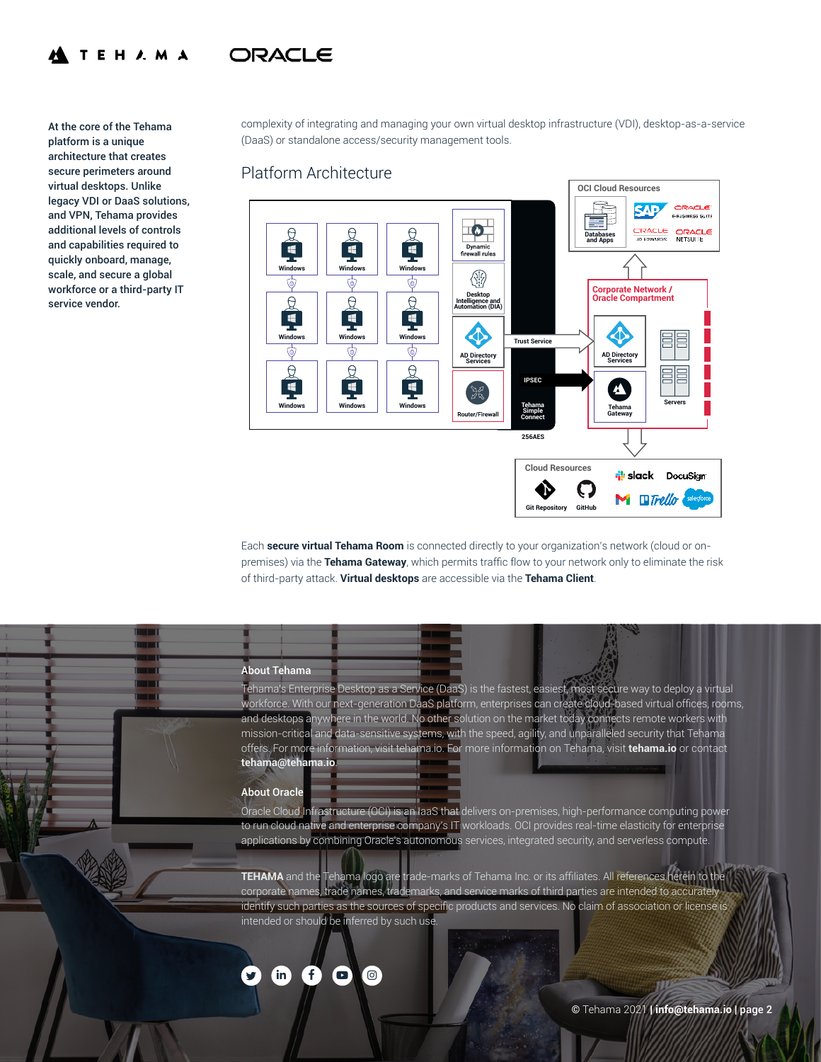At the core of the Tehama platform is a unique architecture that creates secure perimeters around virtual desktops. Unlike legacy VDI or DaaS solutions, and VPN, Tehama provides additional levels of controls and capabilities required to quickly onboard, manage, scale, and secure a global workforce or a third-party IT service vendor.

complexity of integrating and managing your own virtual desktop infrastructure (VDI), desktop-as-a-service (DaaS) or standalone access/security management tools.

## Platform Architecture

OCI Cloud Resources
Databases and Apps
SAP
ORACLE E-BUSINESS SUITE
ORACLE JD EDWARDS
ORACLE NETSUITE

Windows
Windows
Windows
Windows
Windows
Windows
Windows
Windows
Windows
Dynamic firewall rules
Desktop Intelligence and Automation (DIA)
AD Directory Services
Router/Firewall
Trust Service
IPSEC
Tehama Simple Connect
256AES

Corporate Network / Oracle Compartment
AD Directory Services
Tehama Gateway
Servers

Cloud Resources
Git Repository
GitHub
slack
DocuSign
Trello
salesforce

Each **secure virtual Tehama Room** is connected directly to your organization's network (cloud or on-premises) via the **Tehama Gateway**, which permits traffic flow to your network only to eliminate the risk of third-party attack. **Virtual desktops** are accessible via the **Tehama Client**.

### About Tehama

Tehama's Enterprise Desktop as a Service (DaaS) is the fastest, easiest, most secure way to deploy a virtual workforce. With our next-generation DaaS platform, enterprises can create cloud-based virtual offices, rooms, and desktops anywhere in the world. No other solution on the market today connects remote workers with mission-critical and data-sensitive systems, with the speed, agility, and unparalleled security that Tehama offers. For more information, visit tehama.io. For more information on Tehama, visit **tehama.io** or contact **tehama@tehama.io**.

### About Oracle

Oracle Cloud Infrastructure (OCI) is an IaaS that delivers on-premises, high-performance computing power to run cloud native and enterprise company's IT workloads. OCI provides real-time elasticity for enterprise applications by combining Oracle's autonomous services, integrated security, and serverless compute.

**TEHAMA** and the Tehama logo are trade-marks of Tehama Inc. or its affiliates. All references herein to the corporate names, trade names, trademarks, and service marks of third parties are intended to accurately identify such parties as the sources of specific products and services. No claim of association or license is intended or should be inferred by such use.

© Tehama 2021 | **info@tehama.io**